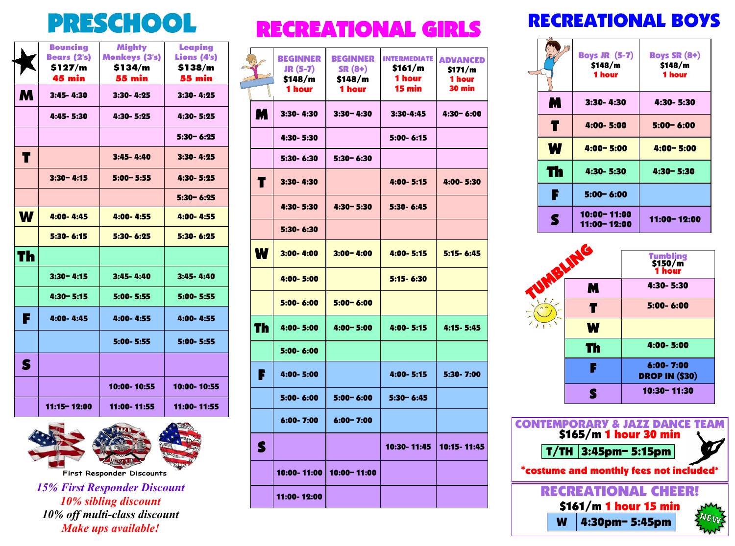# PRESCHOOL

| ★ | Bouncing Bears (2's) $127/m 45 min | Mighty Monkeys (3's) $134/m 55 min | Leaping Lions (4's) $138/m 55 min |
|---|---|---|---|
| M | 3:45- 4:30 | 3:30- 4:25 | 3:30- 4:25 |
| | 4:45- 5:30 | 4:30- 5:25 | 4:30- 5:25 |
| | | | 5:30- 6:25 |
| T | | 3:45- 4:40 | 3:30- 4:25 |
| | 3:30- 4:15 | 5:00- 5:55 | 4:30- 5:25 |
| | | | 5:30- 6:25 |
| W | 4:00- 4:45 | 4:00- 4:55 | 4:00- 4:55 |
| | 5:30- 6:15 | 5:30- 6:25 | 5:30- 6:25 |
| Th | | | |
| | 3:30- 4:15 | 3:45- 4:40 | 3:45- 4:40 |
| | 4:30- 5:15 | 5:00- 5:55 | 5:00- 5:55 |
| F | 4:00- 4:45 | 4:00- 4:55 | 4:00- 4:55 |
| | | 5:00- 5:55 | 5:00- 5:55 |
| S | | | |
| | | 10:00- 10:55 | 10:00- 10:55 |
| | 11:15- 12:00 | 11:00- 11:55 | 11:00- 11:55 |

First Responder Discounts

*15% First Responder Discount*
*10% sibling discount*
*10% off multi-class discount*
*Make ups available!*

# RECREATIONAL GIRLS

| | BEGINNER JR (5-7) $148/m 1 hour | BEGINNER SR (8+) $148/m 1 hour | INTERMEDIATE $161/m 1 hour 15 min | ADVANCED $171/m 1 hour 30 min |
|---|---|---|---|---|
| M | 3:30- 4:30 | 3:30- 4:30 | 3:30-4:45 | 4:30- 6:00 |
| | 4:30- 5:30 | | 5:00- 6:15 | |
| | 5:30- 6:30 | 5:30- 6:30 | | |
| T | 3:30- 4:30 | | 4:00- 5:15 | 4:00- 5:30 |
| | 4:30- 5:30 | 4:30- 5:30 | 5:30- 6:45 | |
| | 5:30- 6:30 | | | |
| W | 3:00- 4:00 | 3:00- 4:00 | 4:00- 5:15 | 5:15- 6:45 |
| | 4:00- 5:00 | | 5:15- 6:30 | |
| | 5:00- 6:00 | 5:00- 6:00 | | |
| Th | 4:00- 5:00 | 4:00- 5:00 | 4:00- 5:15 | 4:15- 5:45 |
| | 5:00- 6:00 | | | |
| F | 4:00- 5:00 | | 4:00- 5:15 | 5:30- 7:00 |
| | 5:00- 6:00 | 5:00- 6:00 | 5:30- 6:45 | |
| | 6:00- 7:00 | 6:00- 7:00 | | |
| S | | | 10:30- 11:45 | 10:15- 11:45 |
| | 10:00- 11:00 | 10:00- 11:00 | | |
| | 11:00- 12:00 | | | |

# RECREATIONAL BOYS

| | Boys JR (5-7) $148/m 1 hour | Boys SR (8+) $148/m 1 hour |
|---|---|---|
| M | 3:30- 4:30 | 4:30- 5:30 |
| T | 4:00- 5:00 | 5:00- 6:00 |
| W | 4:00- 5:00 | 4:00- 5:00 |
| Th | 4:30- 5:30 | 4:30- 5:30 |
| F | 5:00- 6:00 | |
| S | 10:00- 11:00<br>11:00- 12:00 | 11:00- 12:00 |

# TUMBLING

| | Tumbling $150/m 1 hour |
|---|---|
| M | 4:30- 5:30 |
| T | 5:00- 6:00 |
| W | |
| Th | 4:00- 5:00 |
| F | 6:00- 7:00 DROP IN ($30) |
| S | 10:30- 11:30 |

## CONTEMPORARY & JAZZ DANCE TEAM

$165/m 1 hour 30 min

| T/TH | 3:45pm- 5:15pm |
|---|---|

*costume and monthly fees not included*

## RECREATIONAL CHEER!

$161/m 1 hour 15 min

| W | 4:30pm- 5:45pm |
|---|---|

NEW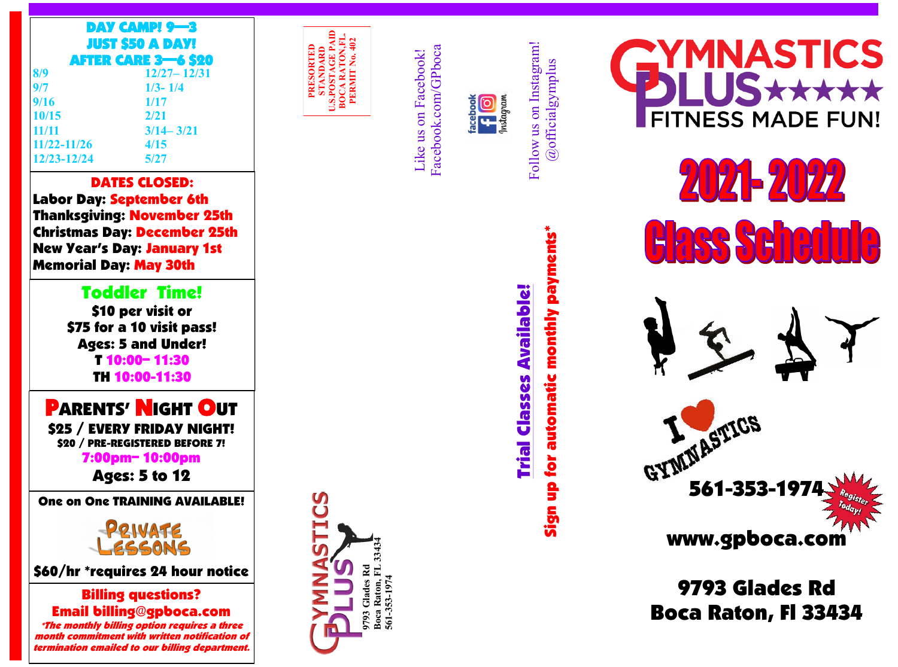## DAY CAMP! 9—3
## JUST $50 A DAY!
## AFTER CARE 3—6 $20

| | |
|---|---|
| 8/9 | 12/27– 12/31 |
| 9/7 | 1/3- 1/4 |
| 9/16 | 1/17 |
| 10/15 | 2/21 |
| 11/11 | 3/14– 3/21 |
| 11/22-11/26 | 4/15 |
| 12/23-12/24 | 5/27 |

## DATES CLOSED:

**Labor Day:** September 6th
**Thanksgiving:** November 25th
**Christmas Day:** December 25th
**New Year's Day:** January 1st
**Memorial Day:** May 30th

## Toddler Time!

**$10 per visit or**
**$75 for a 10 visit pass!**
**Ages: 5 and Under!**
**T 10:00– 11:30**
**TH 10:00-11:30**

## PARENTS' NIGHT OUT

**$25 / EVERY FRIDAY NIGHT!**
**$20 / PRE-REGISTERED BEFORE 7!**
**7:00pm– 10:00pm**
**Ages: 5 to 12**

**One on One TRAINING AVAILABLE!**

PRIVATE LESSONS

**$60/hr *requires 24 hour notice**

## Billing questions?
## Email billing@gpboca.com

*\*The monthly billing option requires a three month commitment with written notification of termination emailed to our billing department.*

PRESORTED STANDARD U.S.POSTAGE PAID BOCA RATON,FL. PERMIT No. 402

GYMNASTICS PLUS
9793 Glades Rd
Boca Raton, FL 33434
561-353-1974

Like us on Facebook!
Facebook.com/GPboca

facebook Instagram

Follow us on Instagram!
@officialgymplus

**Trial Classes Available!**

**Sign up for automatic monthly payments***

# GYMNASTICS PLUS ★★★★★
## FITNESS MADE FUN!

# 2021- 2022
# Class Schedule

I ♥ GYMNASTICS

**561-353-1974** Register Today!

**www.gpboca.com**

**9793 Glades Rd**
**Boca Raton, Fl 33434**